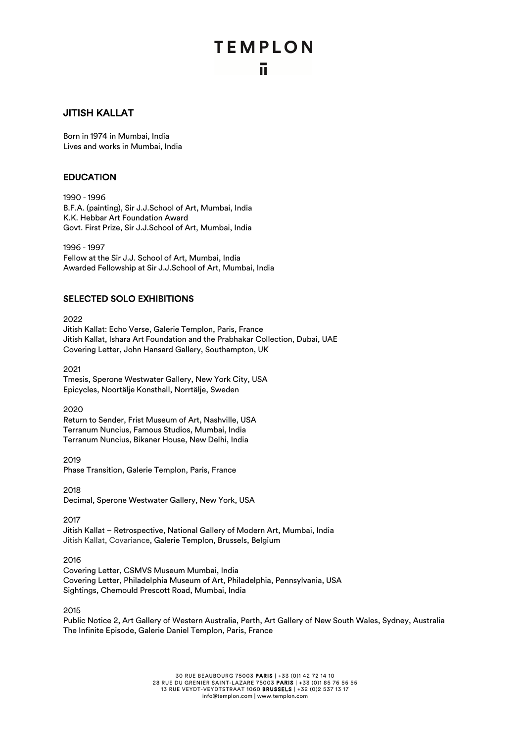# JITISH KALLAT

Born in 1974 in Mumbai, India
Lives and works in Mumbai, India

## EDUCATION

1990 - 1996
B.F.A. (painting), Sir J.J.School of Art, Mumbai, India
K.K. Hebbar Art Foundation Award
Govt. First Prize, Sir J.J.School of Art, Mumbai, India

1996 - 1997
Fellow at the Sir J.J. School of Art, Mumbai, India
Awarded Fellowship at Sir J.J.School of Art, Mumbai, India

## SELECTED SOLO EXHIBITIONS

2022
Jitish Kallat: Echo Verse, Galerie Templon, Paris, France
Jitish Kallat, Ishara Art Foundation and the Prabhakar Collection, Dubai, UAE
Covering Letter, John Hansard Gallery, Southampton, UK

2021
Tmesis, Sperone Westwater Gallery, New York City, USA
Epicycles, Noortälje Konsthall, Norrtälje, Sweden

2020
Return to Sender, Frist Museum of Art, Nashville, USA
Terranum Nuncius, Famous Studios, Mumbai, India
Terranum Nuncius, Bikaner House, New Delhi, India

2019
Phase Transition, Galerie Templon, Paris, France

2018
Decimal, Sperone Westwater Gallery, New York, USA

2017
Jitish Kallat – Retrospective, National Gallery of Modern Art, Mumbai, India
Jitish Kallat, Covariance, Galerie Templon, Brussels, Belgium

2016
Covering Letter, CSMVS Museum Mumbai, India
Covering Letter, Philadelphia Museum of Art, Philadelphia, Pennsylvania, USA
Sightings, Chemould Prescott Road, Mumbai, India

2015
Public Notice 2, Art Gallery of Western Australia, Perth, Art Gallery of New South Wales, Sydney, Australia
The Infinite Episode, Galerie Daniel Templon, Paris, France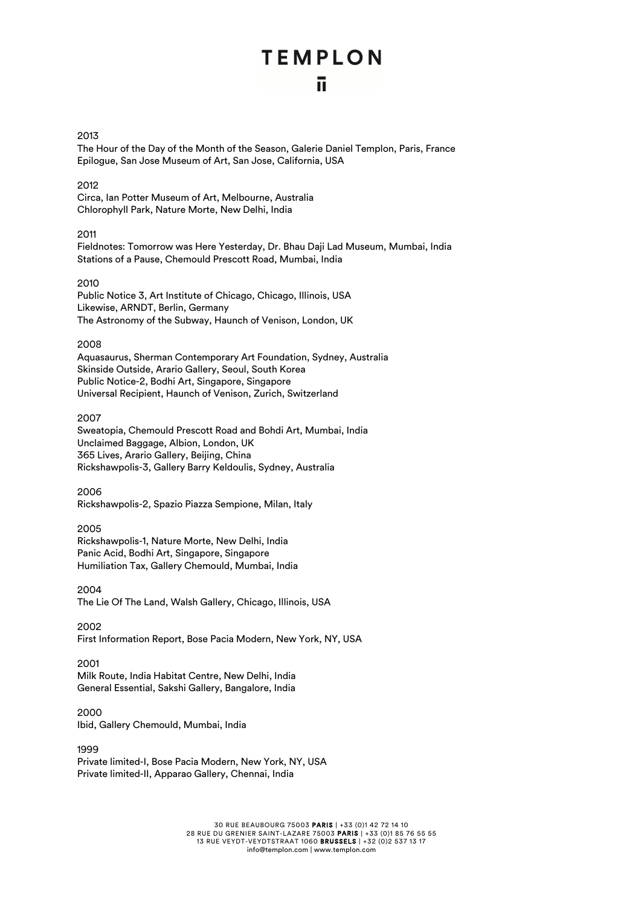2013

The Hour of the Day of the Month of the Season, Galerie Daniel Templon, Paris, France
Epilogue, San Jose Museum of Art, San Jose, California, USA

2012

Circa, Ian Potter Museum of Art, Melbourne, Australia
Chlorophyll Park, Nature Morte, New Delhi, India

2011

Fieldnotes: Tomorrow was Here Yesterday, Dr. Bhau Daji Lad Museum, Mumbai, India
Stations of a Pause, Chemould Prescott Road, Mumbai, India

2010

Public Notice 3, Art Institute of Chicago, Chicago, Illinois, USA
Likewise, ARNDT, Berlin, Germany
The Astronomy of the Subway, Haunch of Venison, London, UK

2008

Aquasaurus, Sherman Contemporary Art Foundation, Sydney, Australia
Skinside Outside, Arario Gallery, Seoul, South Korea
Public Notice-2, Bodhi Art, Singapore, Singapore
Universal Recipient, Haunch of Venison, Zurich, Switzerland

2007

Sweatopia, Chemould Prescott Road and Bohdi Art, Mumbai, India
Unclaimed Baggage, Albion, London, UK
365 Lives, Arario Gallery, Beijing, China
Rickshawpolis-3, Gallery Barry Keldoulis, Sydney, Australia

2006

Rickshawpolis-2, Spazio Piazza Sempione, Milan, Italy

2005

Rickshawpolis-1, Nature Morte, New Delhi, India
Panic Acid, Bodhi Art, Singapore, Singapore
Humiliation Tax, Gallery Chemould, Mumbai, India

2004

The Lie Of The Land, Walsh Gallery, Chicago, Illinois, USA

2002

First Information Report, Bose Pacia Modern, New York, NY, USA

2001

Milk Route, India Habitat Centre, New Delhi, India
General Essential, Sakshi Gallery, Bangalore, India

2000

Ibid, Gallery Chemould, Mumbai, India

1999

Private limited-I, Bose Pacia Modern, New York, NY, USA
Private limited-II, Apparao Gallery, Chennai, India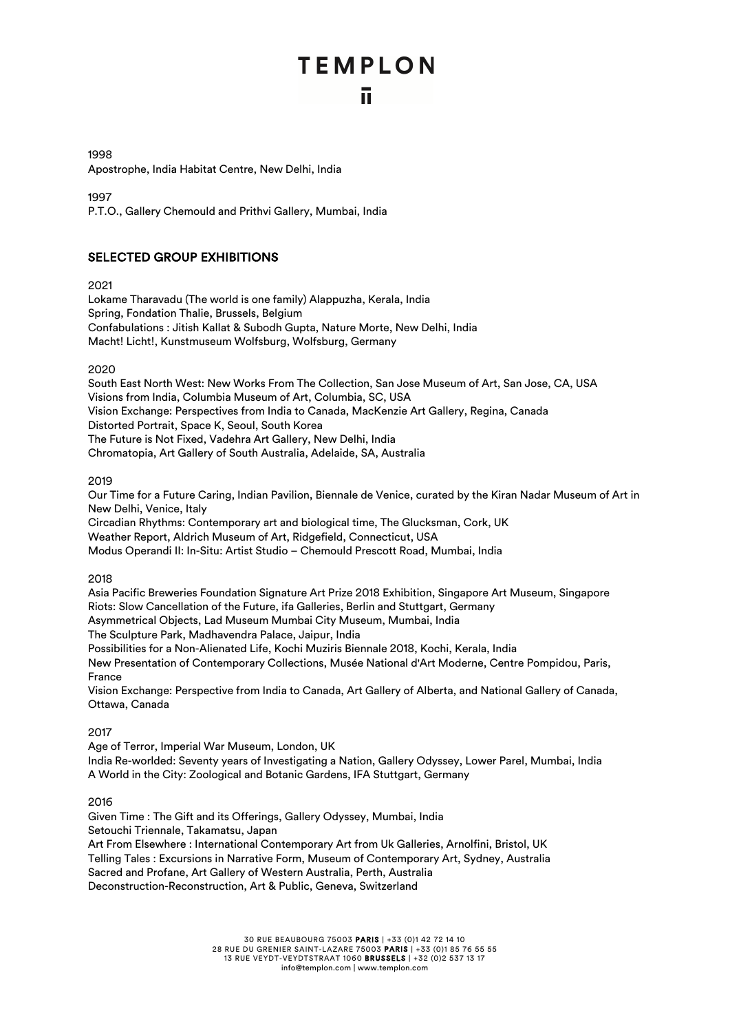1998
Apostrophe, India Habitat Centre, New Delhi, India

1997
P.T.O., Gallery Chemould and Prithvi Gallery, Mumbai, India

## SELECTED GROUP EXHIBITIONS

2021
Lokame Tharavadu (The world is one family) Alappuzha, Kerala, India
Spring, Fondation Thalie, Brussels, Belgium
Confabulations : Jitish Kallat & Subodh Gupta, Nature Morte, New Delhi, India
Macht! Licht!, Kunstmuseum Wolfsburg, Wolfsburg, Germany

2020
South East North West: New Works From The Collection, San Jose Museum of Art, San Jose, CA, USA
Visions from India, Columbia Museum of Art, Columbia, SC, USA
Vision Exchange: Perspectives from India to Canada, MacKenzie Art Gallery, Regina, Canada
Distorted Portrait, Space K, Seoul, South Korea
The Future is Not Fixed, Vadehra Art Gallery, New Delhi, India
Chromatopia, Art Gallery of South Australia, Adelaide, SA, Australia

2019
Our Time for a Future Caring, Indian Pavilion, Biennale de Venice, curated by the Kiran Nadar Museum of Art in New Delhi, Venice, Italy
Circadian Rhythms: Contemporary art and biological time, The Glucksman, Cork, UK
Weather Report, Aldrich Museum of Art, Ridgefield, Connecticut, USA
Modus Operandi II: In-Situ: Artist Studio – Chemould Prescott Road, Mumbai, India

2018
Asia Pacific Breweries Foundation Signature Art Prize 2018 Exhibition, Singapore Art Museum, Singapore
Riots: Slow Cancellation of the Future, ifa Galleries, Berlin and Stuttgart, Germany
Asymmetrical Objects, Lad Museum Mumbai City Museum, Mumbai, India
The Sculpture Park, Madhavendra Palace, Jaipur, India
Possibilities for a Non-Alienated Life, Kochi Muziris Biennale 2018, Kochi, Kerala, India
New Presentation of Contemporary Collections, Musée National d'Art Moderne, Centre Pompidou, Paris, France
Vision Exchange: Perspective from India to Canada, Art Gallery of Alberta, and National Gallery of Canada, Ottawa, Canada

2017
Age of Terror, Imperial War Museum, London, UK
India Re-worlded: Seventy years of Investigating a Nation, Gallery Odyssey, Lower Parel, Mumbai, India
A World in the City: Zoological and Botanic Gardens, IFA Stuttgart, Germany

2016
Given Time : The Gift and its Offerings, Gallery Odyssey, Mumbai, India
Setouchi Triennale, Takamatsu, Japan
Art From Elsewhere : International Contemporary Art from Uk Galleries, Arnolfini, Bristol, UK
Telling Tales : Excursions in Narrative Form, Museum of Contemporary Art, Sydney, Australia
Sacred and Profane, Art Gallery of Western Australia, Perth, Australia
Deconstruction-Reconstruction, Art & Public, Geneva, Switzerland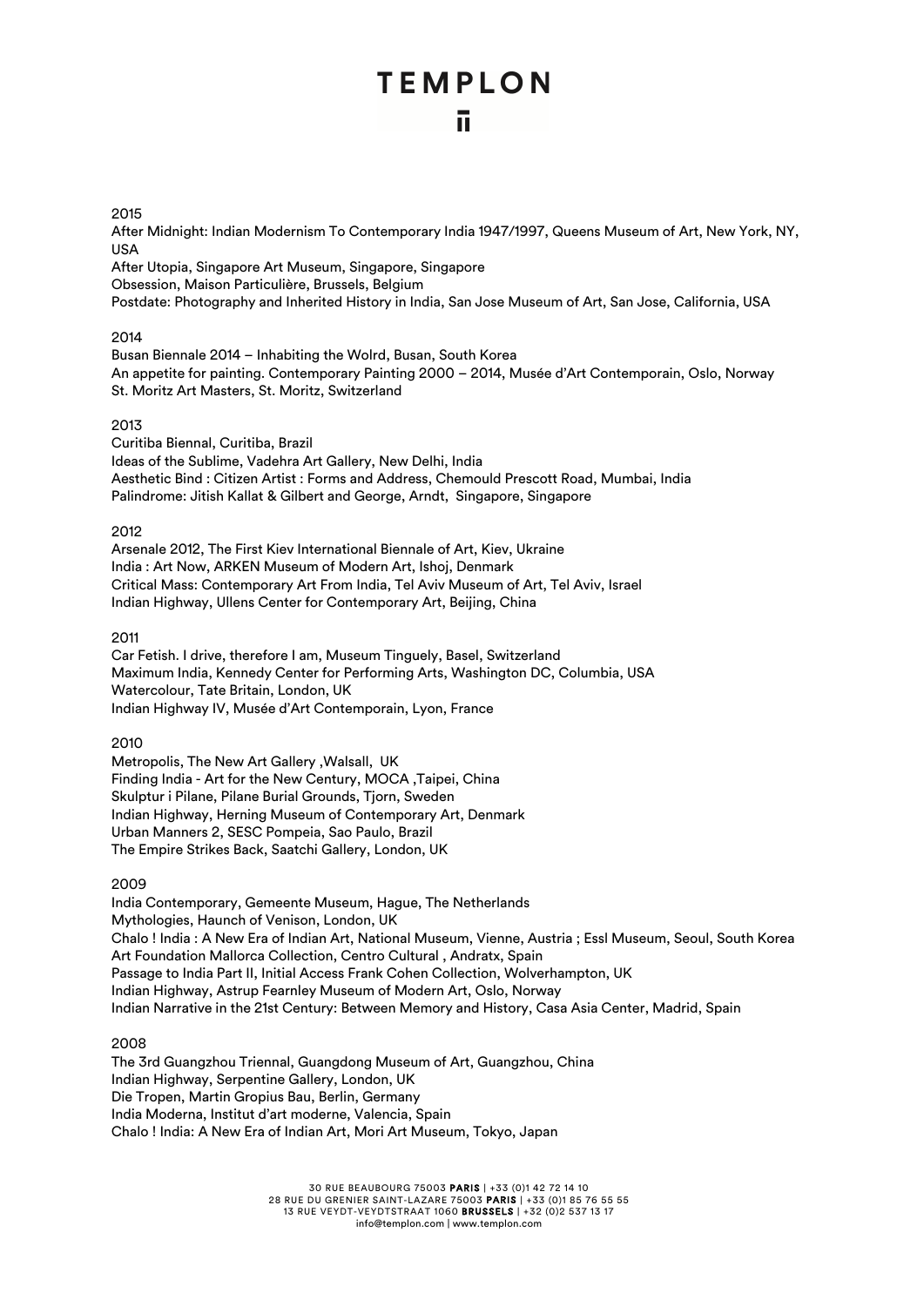2015

After Midnight: Indian Modernism To Contemporary India 1947/1997, Queens Museum of Art, New York, NY, USA
After Utopia, Singapore Art Museum, Singapore, Singapore
Obsession, Maison Particulière, Brussels, Belgium
Postdate: Photography and Inherited History in India, San Jose Museum of Art, San Jose, California, USA

2014

Busan Biennale 2014 – Inhabiting the Wolrd, Busan, South Korea
An appetite for painting. Contemporary Painting 2000 – 2014, Musée d'Art Contemporain, Oslo, Norway
St. Moritz Art Masters, St. Moritz, Switzerland

2013

Curitiba Biennal, Curitiba, Brazil
Ideas of the Sublime, Vadehra Art Gallery, New Delhi, India
Aesthetic Bind : Citizen Artist : Forms and Address, Chemould Prescott Road, Mumbai, India
Palindrome: Jitish Kallat & Gilbert and George, Arndt, Singapore, Singapore

2012

Arsenale 2012, The First Kiev International Biennale of Art, Kiev, Ukraine
India : Art Now, ARKEN Museum of Modern Art, Ishoj, Denmark
Critical Mass: Contemporary Art From India, Tel Aviv Museum of Art, Tel Aviv, Israel
Indian Highway, Ullens Center for Contemporary Art, Beijing, China

2011

Car Fetish. I drive, therefore I am, Museum Tinguely, Basel, Switzerland
Maximum India, Kennedy Center for Performing Arts, Washington DC, Columbia, USA
Watercolour, Tate Britain, London, UK
Indian Highway IV, Musée d'Art Contemporain, Lyon, France

2010

Metropolis, The New Art Gallery ,Walsall, UK
Finding India - Art for the New Century, MOCA ,Taipei, China
Skulptur i Pilane, Pilane Burial Grounds, Tjorn, Sweden
Indian Highway, Herning Museum of Contemporary Art, Denmark
Urban Manners 2, SESC Pompeia, Sao Paulo, Brazil
The Empire Strikes Back, Saatchi Gallery, London, UK

2009

India Contemporary, Gemeente Museum, Hague, The Netherlands
Mythologies, Haunch of Venison, London, UK
Chalo ! India : A New Era of Indian Art, National Museum, Vienne, Austria ; Essl Museum, Seoul, South Korea
Art Foundation Mallorca Collection, Centro Cultural , Andratx, Spain
Passage to India Part II, Initial Access Frank Cohen Collection, Wolverhampton, UK
Indian Highway, Astrup Fearnley Museum of Modern Art, Oslo, Norway
Indian Narrative in the 21st Century: Between Memory and History, Casa Asia Center, Madrid, Spain

2008

The 3rd Guangzhou Triennal, Guangdong Museum of Art, Guangzhou, China
Indian Highway, Serpentine Gallery, London, UK
Die Tropen, Martin Gropius Bau, Berlin, Germany
India Moderna, Institut d'art moderne, Valencia, Spain
Chalo ! India: A New Era of Indian Art, Mori Art Museum, Tokyo, Japan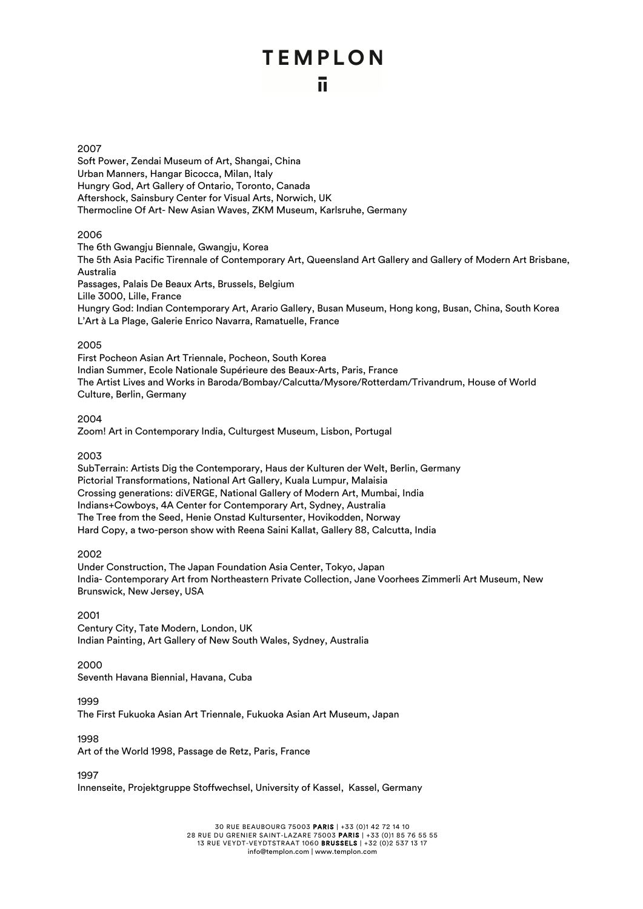2007

Soft Power, Zendai Museum of Art, Shangai, China
Urban Manners, Hangar Bicocca, Milan, Italy
Hungry God, Art Gallery of Ontario, Toronto, Canada
Aftershock, Sainsbury Center for Visual Arts, Norwich, UK
Thermocline Of Art- New Asian Waves, ZKM Museum, Karlsruhe, Germany

2006

The 6th Gwangju Biennale, Gwangju, Korea
The 5th Asia Pacific Tirennale of Contemporary Art, Queensland Art Gallery and Gallery of Modern Art Brisbane, Australia
Passages, Palais De Beaux Arts, Brussels, Belgium
Lille 3000, Lille, France
Hungry God: Indian Contemporary Art, Arario Gallery, Busan Museum, Hong kong, Busan, China, South Korea
L'Art à La Plage, Galerie Enrico Navarra, Ramatuelle, France

2005

First Pocheon Asian Art Triennale, Pocheon, South Korea
Indian Summer, Ecole Nationale Supérieure des Beaux-Arts, Paris, France
The Artist Lives and Works in Baroda/Bombay/Calcutta/Mysore/Rotterdam/Trivandrum, House of World Culture, Berlin, Germany

2004

Zoom! Art in Contemporary India, Culturgest Museum, Lisbon, Portugal

2003

SubTerrain: Artists Dig the Contemporary, Haus der Kulturen der Welt, Berlin, Germany
Pictorial Transformations, National Art Gallery, Kuala Lumpur, Malaisia
Crossing generations: diVERGE, National Gallery of Modern Art, Mumbai, India
Indians+Cowboys, 4A Center for Contemporary Art, Sydney, Australia
The Tree from the Seed, Henie Onstad Kultursenter, Hovikodden, Norway
Hard Copy, a two-person show with Reena Saini Kallat, Gallery 88, Calcutta, India

2002

Under Construction, The Japan Foundation Asia Center, Tokyo, Japan
India- Contemporary Art from Northeastern Private Collection, Jane Voorhees Zimmerli Art Museum, New Brunswick, New Jersey, USA

2001

Century City, Tate Modern, London, UK
Indian Painting, Art Gallery of New South Wales, Sydney, Australia

2000

Seventh Havana Biennial, Havana, Cuba

1999

The First Fukuoka Asian Art Triennale, Fukuoka Asian Art Museum, Japan

1998

Art of the World 1998, Passage de Retz, Paris, France

1997

Innenseite, Projektgruppe Stoffwechsel, University of Kassel, Kassel, Germany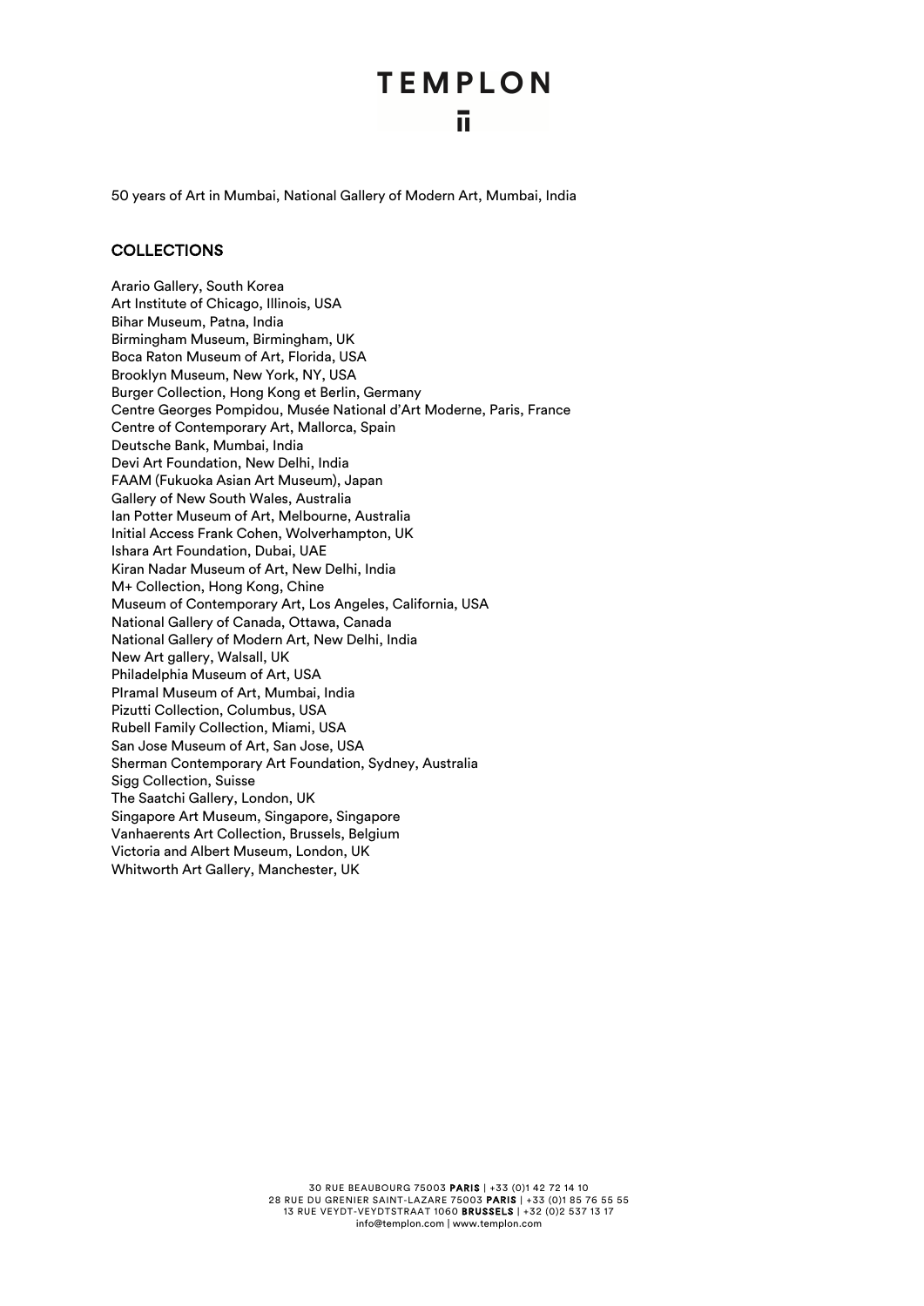50 years of Art in Mumbai, National Gallery of Modern Art, Mumbai, India

## COLLECTIONS

Arario Gallery, South Korea
Art Institute of Chicago, Illinois, USA
Bihar Museum, Patna, India
Birmingham Museum, Birmingham, UK
Boca Raton Museum of Art, Florida, USA
Brooklyn Museum, New York, NY, USA
Burger Collection, Hong Kong et Berlin, Germany
Centre Georges Pompidou, Musée National d'Art Moderne, Paris, France
Centre of Contemporary Art, Mallorca, Spain
Deutsche Bank, Mumbai, India
Devi Art Foundation, New Delhi, India
FAAM (Fukuoka Asian Art Museum), Japan
Gallery of New South Wales, Australia
Ian Potter Museum of Art, Melbourne, Australia
Initial Access Frank Cohen, Wolverhampton, UK
Ishara Art Foundation, Dubai, UAE
Kiran Nadar Museum of Art, New Delhi, India
M+ Collection, Hong Kong, Chine
Museum of Contemporary Art, Los Angeles, California, USA
National Gallery of Canada, Ottawa, Canada
National Gallery of Modern Art, New Delhi, India
New Art gallery, Walsall, UK
Philadelphia Museum of Art, USA
PIramal Museum of Art, Mumbai, India
Pizutti Collection, Columbus, USA
Rubell Family Collection, Miami, USA
San Jose Museum of Art, San Jose, USA
Sherman Contemporary Art Foundation, Sydney, Australia
Sigg Collection, Suisse
The Saatchi Gallery, London, UK
Singapore Art Museum, Singapore, Singapore
Vanhaerents Art Collection, Brussels, Belgium
Victoria and Albert Museum, London, UK
Whitworth Art Gallery, Manchester, UK